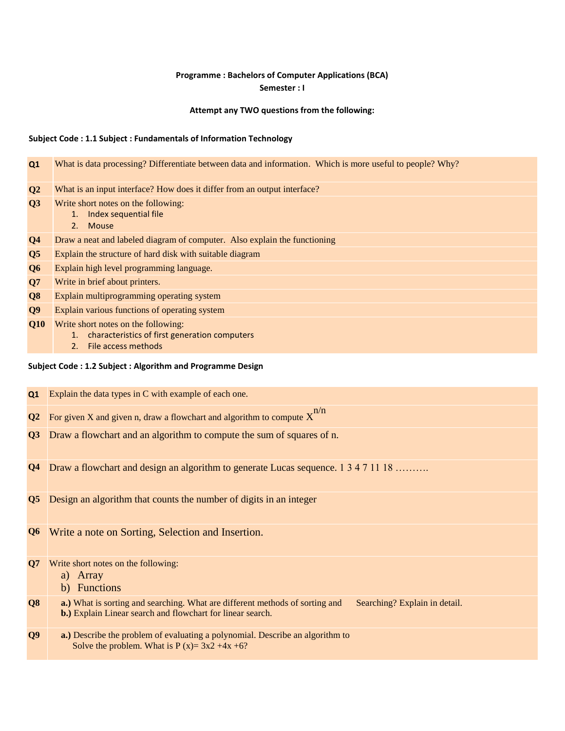**Programme : Bachelors of Computer Applications (BCA)**

**Semester : I**

**Attempt any TWO questions from the following:**

**Subject Code : 1.1 Subject : Fundamentals of Information Technology**

| | |
|---|---|
| **Q1** | What is data processing? Differentiate between data and information. Which is more useful to people? Why? |
| **Q2** | What is an input interface? How does it differ from an output interface? |
| **Q3** | Write short notes on the following:<br>1. Index sequential file<br>2. Mouse |
| **Q4** | Draw a neat and labeled diagram of computer. Also explain the functioning |
| **Q5** | Explain the structure of hard disk with suitable diagram |
| **Q6** | Explain high level programming language. |
| **Q7** | Write in brief about printers. |
| **Q8** | Explain multiprogramming operating system |
| **Q9** | Explain various functions of operating system |
| **Q10** | Write short notes on the following:<br>1. characteristics of first generation computers<br>2. File access methods |

**Subject Code : 1.2 Subject : Algorithm and Programme Design**

| | |
|---|---|
| **Q1** | Explain the data types in C with example of each one. |
| **Q2** | For given X and given n, draw a flowchart and algorithm to compute $X^{n/n}$ |
| **Q3** | Draw a flowchart and an algorithm to compute the sum of squares of n. |
| **Q4** | Draw a flowchart and design an algorithm to generate Lucas sequence. 1 3 4 7 11 18 ………. |
| **Q5** | Design an algorithm that counts the number of digits in an integer |
| **Q6** | Write a note on Sorting, Selection and Insertion. |
| **Q7** | Write short notes on the following:<br>a) Array<br>b) Functions |
| **Q8** | **a.)** What is sorting and searching. What are different methods of sorting and Searching? Explain in detail.<br>**b.)** Explain Linear search and flowchart for linear search. |
| **Q9** | **a.)** Describe the problem of evaluating a polynomial. Describe an algorithm to Solve the problem. What is P (x)= 3x2 +4x +6? |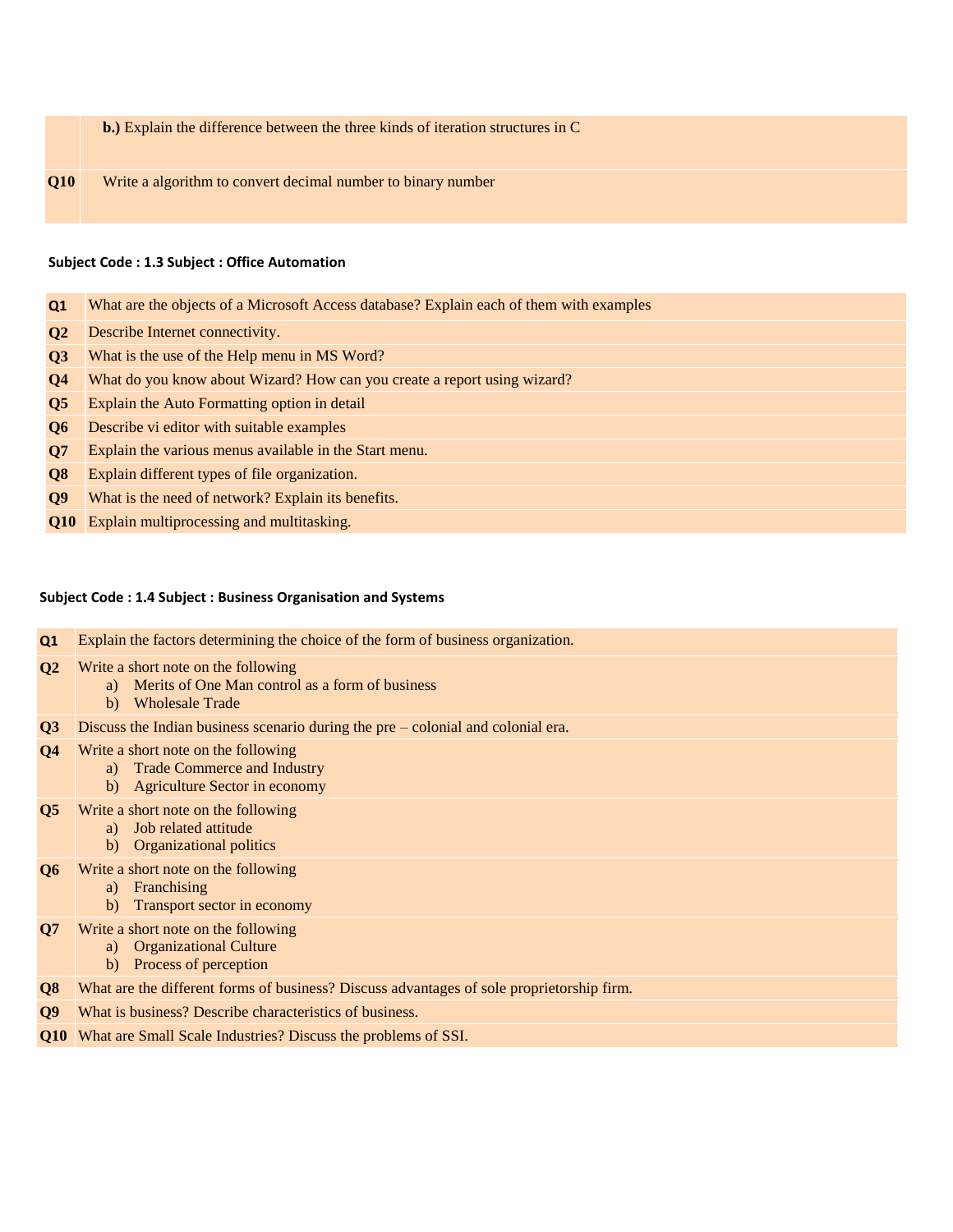| | |
|---|---|
| | **b.)** Explain the difference between the three kinds of iteration structures in C |
| **Q10** | Write a algorithm to convert decimal number to binary number |

**Subject Code : 1.3 Subject : Office Automation**

| | |
|---|---|
| **Q1** | What are the objects of a Microsoft Access database? Explain each of them with examples |
| **Q2** | Describe Internet connectivity. |
| **Q3** | What is the use of the Help menu in MS Word? |
| **Q4** | What do you know about Wizard? How can you create a report using wizard? |
| **Q5** | Explain the Auto Formatting option in detail |
| **Q6** | Describe vi editor with suitable examples |
| **Q7** | Explain the various menus available in the Start menu. |
| **Q8** | Explain different types of file organization. |
| **Q9** | What is the need of network? Explain its benefits. |
| **Q10** | Explain multiprocessing and multitasking. |

**Subject Code : 1.4 Subject : Business Organisation and Systems**

| | |
|---|---|
| **Q1** | Explain the factors determining the choice of the form of business organization. |
| **Q2** | Write a short note on the following<br>a) Merits of One Man control as a form of business<br>b) Wholesale Trade |
| **Q3** | Discuss the Indian business scenario during the pre – colonial and colonial era. |
| **Q4** | Write a short note on the following<br>a) Trade Commerce and Industry<br>b) Agriculture Sector in economy |
| **Q5** | Write a short note on the following<br>a) Job related attitude<br>b) Organizational politics |
| **Q6** | Write a short note on the following<br>a) Franchising<br>b) Transport sector in economy |
| **Q7** | Write a short note on the following<br>a) Organizational Culture<br>b) Process of perception |
| **Q8** | What are the different forms of business? Discuss advantages of sole proprietorship firm. |
| **Q9** | What is business? Describe characteristics of business. |
| **Q10** | What are Small Scale Industries? Discuss the problems of SSI. |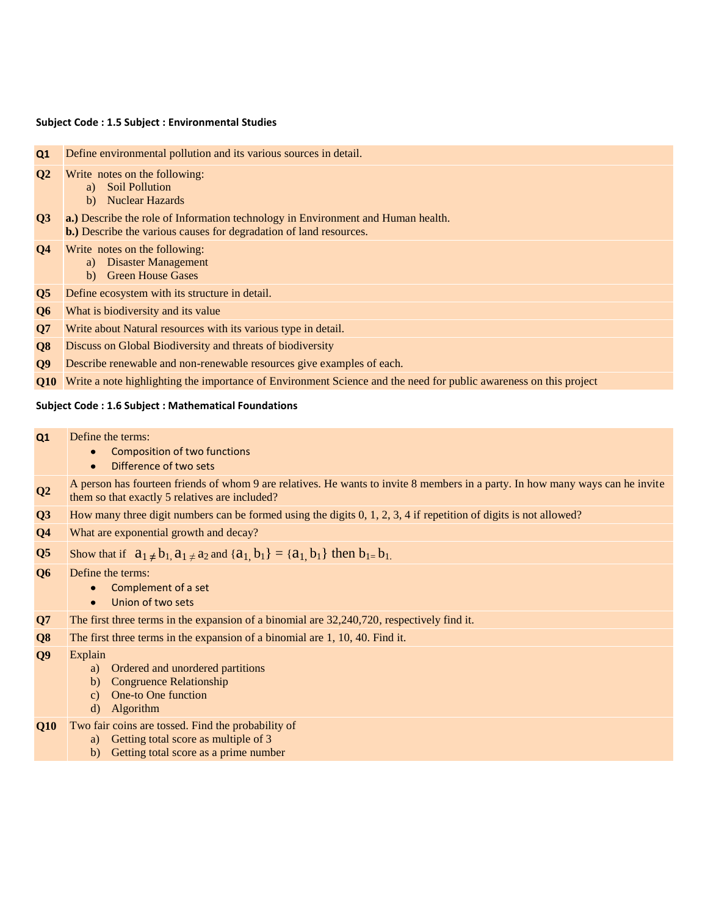**Subject Code : 1.5 Subject : Environmental Studies**

| | |
|---|---|
| **Q1** | Define environmental pollution and its various sources in detail. |
| **Q2** | Write notes on the following:<br>a) Soil Pollution<br>b) Nuclear Hazards |
| **Q3** | **a.)** Describe the role of Information technology in Environment and Human health.<br>**b.)** Describe the various causes for degradation of land resources. |
| **Q4** | Write notes on the following:<br>a) Disaster Management<br>b) Green House Gases |
| **Q5** | Define ecosystem with its structure in detail. |
| **Q6** | What is biodiversity and its value |
| **Q7** | Write about Natural resources with its various type in detail. |
| **Q8** | Discuss on Global Biodiversity and threats of biodiversity |
| **Q9** | Describe renewable and non-renewable resources give examples of each. |
| **Q10** | Write a note highlighting the importance of Environment Science and the need for public awareness on this project |

**Subject Code : 1.6 Subject : Mathematical Foundations**

| | |
|---|---|
| **Q1** | Define the terms:<br>• Composition of two functions<br>• Difference of two sets |
| **Q2** | A person has fourteen friends of whom 9 are relatives. He wants to invite 8 members in a party. In how many ways can he invite them so that exactly 5 relatives are included? |
| **Q3** | How many three digit numbers can be formed using the digits 0, 1, 2, 3, 4 if repetition of digits is not allowed? |
| **Q4** | What are exponential growth and decay? |
| **Q5** | Show that if $a_1 \neq b_1, a_1 \neq a_2$ and $\{a_1, b_1\} = \{a_1, b_1\}$ then $b_1 = b_1$. |
| **Q6** | Define the terms:<br>• Complement of a set<br>• Union of two sets |
| **Q7** | The first three terms in the expansion of a binomial are 32,240,720, respectively find it. |
| **Q8** | The first three terms in the expansion of a binomial are 1, 10, 40. Find it. |
| **Q9** | Explain<br>a) Ordered and unordered partitions<br>b) Congruence Relationship<br>c) One-to One function<br>d) Algorithm |
| **Q10** | Two fair coins are tossed. Find the probability of<br>a) Getting total score as multiple of 3<br>b) Getting total score as a prime number |